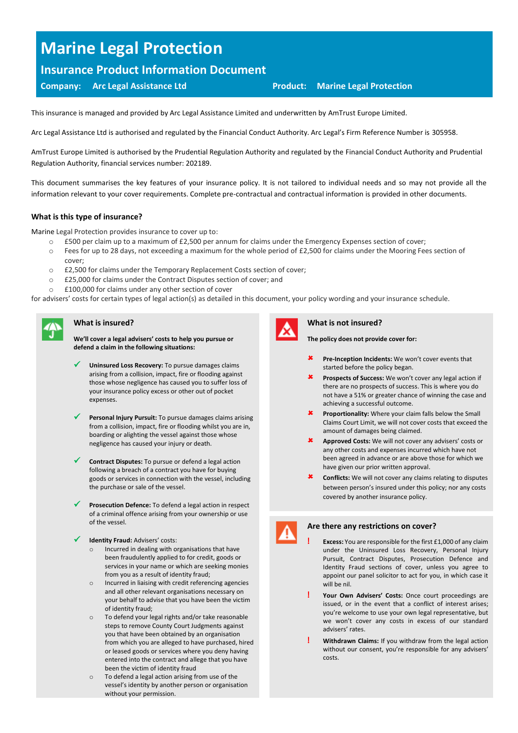# Marine Legal Protection

## Insurance Product Information Document

**Company:** Arc Legal Assistance Ltd **Product:** Marine Legal Protection

This insurance is managed and provided by Arc Legal Assistance Limited and underwritten by AmTrust Europe Limited.

Arc Legal Assistance Ltd is authorised and regulated by the Financial Conduct Authority. Arc Legal's Firm Reference Number is 305958.

AmTrust Europe Limited is authorised by the Prudential Regulation Authority and regulated by the Financial Conduct Authority and Prudential Regulation Authority, financial services number: 202189.

This document summarises the key features of your insurance policy. It is not tailored to individual needs and so may not provide all the information relevant to your cover requirements. Complete pre-contractual and contractual information is provided in other documents.

### What is this type of insurance?

Marine Legal Protection provides insurance to cover up to:

- £500 per claim up to a maximum of £2,500 per annum for claims under the Emergency Expenses section of cover;
- Fees for up to 28 days, not exceeding a maximum for the whole period of £2,500 for claims under the Mooring Fees section of cover;
- £2,500 for claims under the Temporary Replacement Costs section of cover;
- £25,000 for claims under the Contract Disputes section of cover; and
- £100,000 for claims under any other section of cover

for advisers' costs for certain types of legal action(s) as detailed in this document, your policy wording and your insurance schedule.

### What is insured?

**We'll cover a legal advisers' costs to help you pursue or defend a claim in the following situations:**

- ✓ **Uninsured Loss Recovery:** To pursue damages claims arising from a collision, impact, fire or flooding against those whose negligence has caused you to suffer loss of your insurance policy excess or other out of pocket expenses.
- ✓ **Personal Injury Pursuit:** To pursue damages claims arising from a collision, impact, fire or flooding whilst you are in, boarding or alighting the vessel against those whose negligence has caused your injury or death.
- ✓ **Contract Disputes:** To pursue or defend a legal action following a breach of a contract you have for buying goods or services in connection with the vessel, including the purchase or sale of the vessel.
- ✓ **Prosecution Defence:** To defend a legal action in respect of a criminal offence arising from your ownership or use of the vessel.
- ✓ **Identity Fraud:** Advisers' costs:
  - Incurred in dealing with organisations that have been fraudulently applied to for credit, goods or services in your name or which are seeking monies from you as a result of identity fraud;
  - Incurred in liaising with credit referencing agencies and all other relevant organisations necessary on your behalf to advise that you have been the victim of identity fraud;
  - To defend your legal rights and/or take reasonable steps to remove County Court Judgments against you that have been obtained by an organisation from which you are alleged to have purchased, hired or leased goods or services where you deny having entered into the contract and allege that you have been the victim of identity fraud
  - To defend a legal action arising from use of the vessel's identity by another person or organisation without your permission.

### What is not insured?

**The policy does not provide cover for:**

- ✗ **Pre-Inception Incidents:** We won't cover events that started before the policy began.
- ✗ **Prospects of Success:** We won't cover any legal action if there are no prospects of success. This is where you do not have a 51% or greater chance of winning the case and achieving a successful outcome.
- ✗ **Proportionality:** Where your claim falls below the Small Claims Court Limit, we will not cover costs that exceed the amount of damages being claimed.
- ✗ **Approved Costs:** We will not cover any advisers' costs or any other costs and expenses incurred which have not been agreed in advance or are above those for which we have given our prior written approval.
- ✗ **Conflicts:** We will not cover any claims relating to disputes between person's insured under this policy; nor any costs covered by another insurance policy.

### Are there any restrictions on cover?

- ! **Excess:** You are responsible for the first £1,000 of any claim under the Uninsured Loss Recovery, Personal Injury Pursuit, Contract Disputes, Prosecution Defence and Identity Fraud sections of cover, unless you agree to appoint our panel solicitor to act for you, in which case it will be nil.
- ! **Your Own Advisers' Costs:** Once court proceedings are issued, or in the event that a conflict of interest arises; you're welcome to use your own legal representative, but we won't cover any costs in excess of our standard advisers' rates.
- ! **Withdrawn Claims:** If you withdraw from the legal action without our consent, you're responsible for any advisers' costs.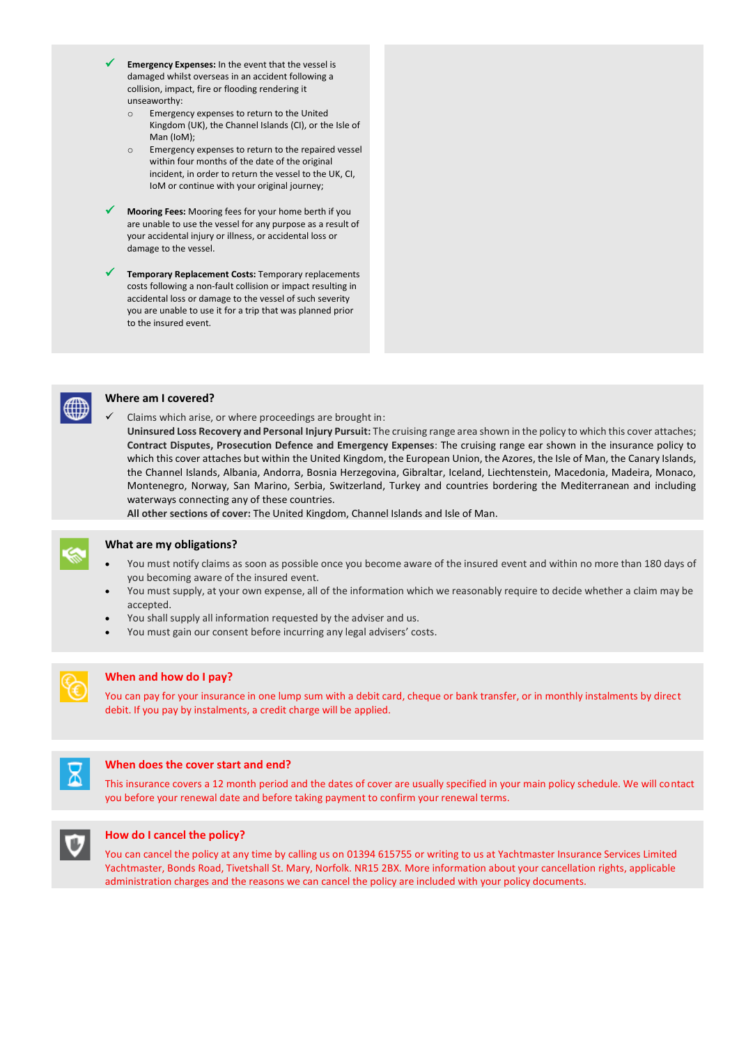- ✓ **Emergency Expenses:** In the event that the vessel is damaged whilst overseas in an accident following a collision, impact, fire or flooding rendering it unseaworthy:
  - Emergency expenses to return to the United Kingdom (UK), the Channel Islands (CI), or the Isle of Man (IoM);
  - Emergency expenses to return to the repaired vessel within four months of the date of the original incident, in order to return the vessel to the UK, CI, IoM or continue with your original journey;
- ✓ **Mooring Fees:** Mooring fees for your home berth if you are unable to use the vessel for any purpose as a result of your accidental injury or illness, or accidental loss or damage to the vessel.
- ✓ **Temporary Replacement Costs:** Temporary replacements costs following a non-fault collision or impact resulting in accidental loss or damage to the vessel of such severity you are unable to use it for a trip that was planned prior to the insured event.

## Where am I covered?

- ✓ Claims which arise, or where proceedings are brought in:
  **Uninsured Loss Recovery and Personal Injury Pursuit:** The cruising range area shown in the policy to which this cover attaches;
  **Contract Disputes, Prosecution Defence and Emergency Expenses**: The cruising range ear shown in the insurance policy to which this cover attaches but within the United Kingdom, the European Union, the Azores, the Isle of Man, the Canary Islands, the Channel Islands, Albania, Andorra, Bosnia Herzegovina, Gibraltar, Iceland, Liechtenstein, Macedonia, Madeira, Monaco, Montenegro, Norway, San Marino, Serbia, Switzerland, Turkey and countries bordering the Mediterranean and including waterways connecting any of these countries.
  **All other sections of cover:** The United Kingdom, Channel Islands and Isle of Man.

## What are my obligations?

- You must notify claims as soon as possible once you become aware of the insured event and within no more than 180 days of you becoming aware of the insured event.
- You must supply, at your own expense, all of the information which we reasonably require to decide whether a claim may be accepted.
- You shall supply all information requested by the adviser and us.
- You must gain our consent before incurring any legal advisers' costs.

## When and how do I pay?

You can pay for your insurance in one lump sum with a debit card, cheque or bank transfer, or in monthly instalments by direct debit. If you pay by instalments, a credit charge will be applied.

## When does the cover start and end?

This insurance covers a 12 month period and the dates of cover are usually specified in your main policy schedule. We will contact you before your renewal date and before taking payment to confirm your renewal terms.

## How do I cancel the policy?

You can cancel the policy at any time by calling us on 01394 615755 or writing to us at Yachtmaster Insurance Services Limited Yachtmaster, Bonds Road, Tivetshall St. Mary, Norfolk. NR15 2BX. More information about your cancellation rights, applicable administration charges and the reasons we can cancel the policy are included with your policy documents.